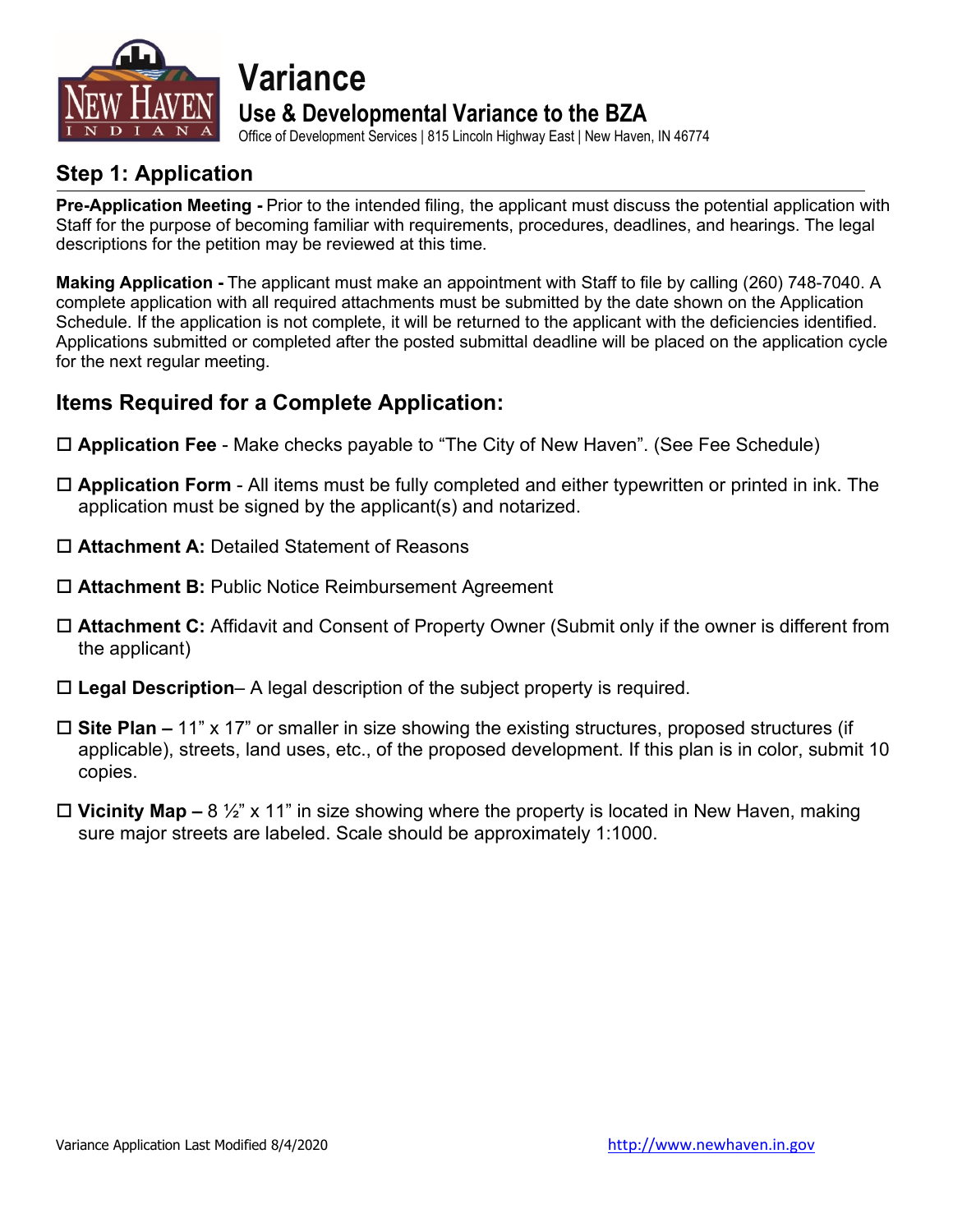# Variance

## Use & Developmental Variance to the BZA

Office of Development Services | 815 Lincoln Highway East | New Haven, IN 46774

## Step 1: Application

**Pre-Application Meeting -** Prior to the intended filing, the applicant must discuss the potential application with Staff for the purpose of becoming familiar with requirements, procedures, deadlines, and hearings. The legal descriptions for the petition may be reviewed at this time.

**Making Application -** The applicant must make an appointment with Staff to file by calling (260) 748-7040. A complete application with all required attachments must be submitted by the date shown on the Application Schedule. If the application is not complete, it will be returned to the applicant with the deficiencies identified. Applications submitted or completed after the posted submittal deadline will be placed on the application cycle for the next regular meeting.

## Items Required for a Complete Application:

- ☐ **Application Fee** - Make checks payable to "The City of New Haven". (See Fee Schedule)
- ☐ **Application Form** - All items must be fully completed and either typewritten or printed in ink. The application must be signed by the applicant(s) and notarized.
- ☐ **Attachment A:** Detailed Statement of Reasons
- ☐ **Attachment B:** Public Notice Reimbursement Agreement
- ☐ **Attachment C:** Affidavit and Consent of Property Owner (Submit only if the owner is different from the applicant)
- ☐ **Legal Description**– A legal description of the subject property is required.
- ☐ **Site Plan –** 11" x 17" or smaller in size showing the existing structures, proposed structures (if applicable), streets, land uses, etc., of the proposed development. If this plan is in color, submit 10 copies.
- ☐ **Vicinity Map –** 8 ½" x 11" in size showing where the property is located in New Haven, making sure major streets are labeled. Scale should be approximately 1:1000.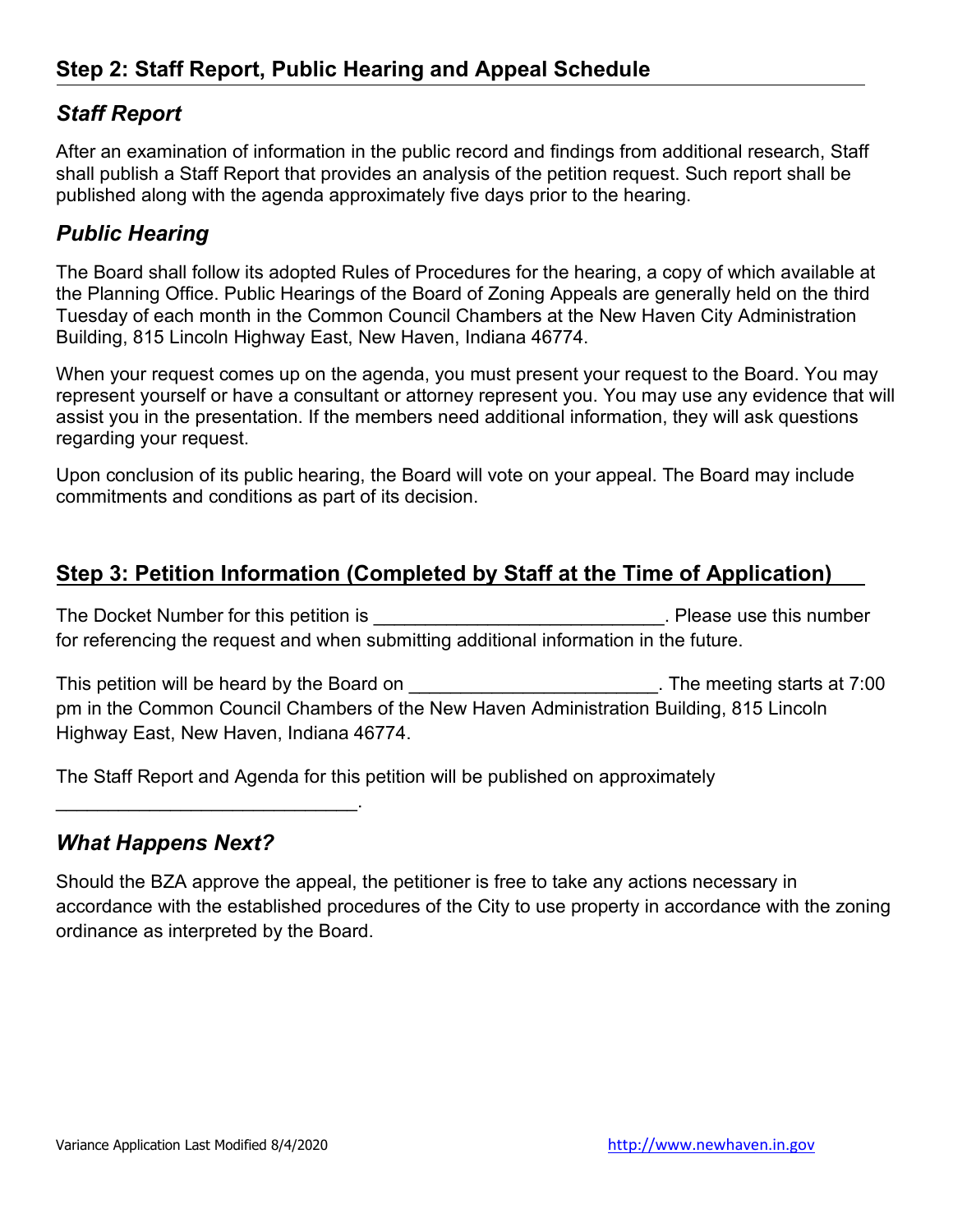## Step 2: Staff Report, Public Hearing and Appeal Schedule

### *Staff Report*

After an examination of information in the public record and findings from additional research, Staff shall publish a Staff Report that provides an analysis of the petition request. Such report shall be published along with the agenda approximately five days prior to the hearing.

### *Public Hearing*

The Board shall follow its adopted Rules of Procedures for the hearing, a copy of which available at the Planning Office. Public Hearings of the Board of Zoning Appeals are generally held on the third Tuesday of each month in the Common Council Chambers at the New Haven City Administration Building, 815 Lincoln Highway East, New Haven, Indiana 46774.

When your request comes up on the agenda, you must present your request to the Board. You may represent yourself or have a consultant or attorney represent you. You may use any evidence that will assist you in the presentation. If the members need additional information, they will ask questions regarding your request.

Upon conclusion of its public hearing, the Board will vote on your appeal. The Board may include commitments and conditions as part of its decision.

## Step 3: Petition Information (Completed by Staff at the Time of Application)

The Docket Number for this petition is ____________________________. Please use this number for referencing the request and when submitting additional information in the future.

This petition will be heard by the Board on ________________________. The meeting starts at 7:00 pm in the Common Council Chambers of the New Haven Administration Building, 815 Lincoln Highway East, New Haven, Indiana 46774.

The Staff Report and Agenda for this petition will be published on approximately _____________________________.

### *What Happens Next?*

Should the BZA approve the appeal, the petitioner is free to take any actions necessary in accordance with the established procedures of the City to use property in accordance with the zoning ordinance as interpreted by the Board.

Variance Application Last Modified 8/4/2020 http://www.newhaven.in.gov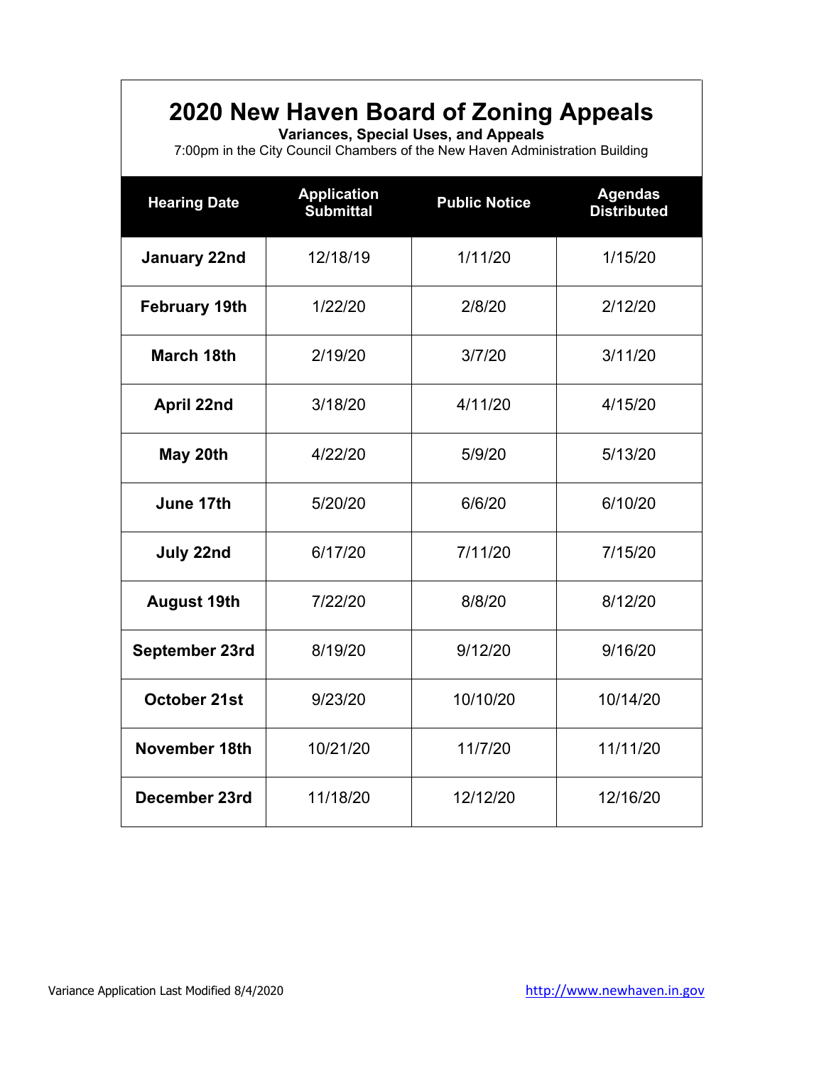# 2020 New Haven Board of Zoning Appeals

**Variances, Special Uses, and Appeals**

7:00pm in the City Council Chambers of the New Haven Administration Building

| Hearing Date | Application Submittal | Public Notice | Agendas Distributed |
|---|---|---|---|
| **January 22nd** | 12/18/19 | 1/11/20 | 1/15/20 |
| **February 19th** | 1/22/20 | 2/8/20 | 2/12/20 |
| **March 18th** | 2/19/20 | 3/7/20 | 3/11/20 |
| **April 22nd** | 3/18/20 | 4/11/20 | 4/15/20 |
| **May 20th** | 4/22/20 | 5/9/20 | 5/13/20 |
| **June 17th** | 5/20/20 | 6/6/20 | 6/10/20 |
| **July 22nd** | 6/17/20 | 7/11/20 | 7/15/20 |
| **August 19th** | 7/22/20 | 8/8/20 | 8/12/20 |
| **September 23rd** | 8/19/20 | 9/12/20 | 9/16/20 |
| **October 21st** | 9/23/20 | 10/10/20 | 10/14/20 |
| **November 18th** | 10/21/20 | 11/7/20 | 11/11/20 |
| **December 23rd** | 11/18/20 | 12/12/20 | 12/16/20 |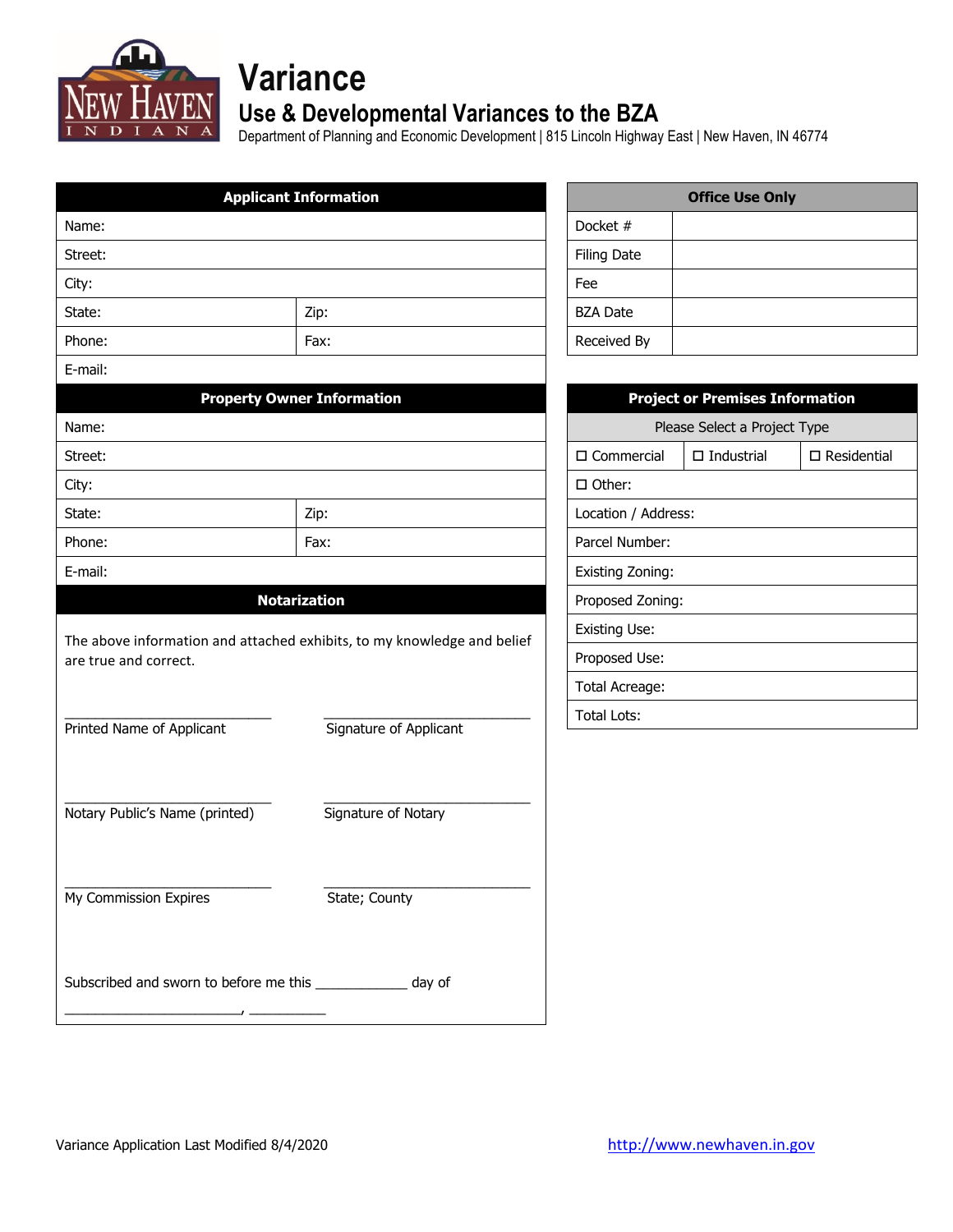# Variance

## Use & Developmental Variances to the BZA

Department of Planning and Economic Development | 815 Lincoln Highway East | New Haven, IN 46774

| Applicant Information | |
|---|---|
| Name: | |
| Street: | |
| City: | |
| State: | Zip: |
| Phone: | Fax: |
| E-mail: | |

| Property Owner Information | |
|---|---|
| Name: | |
| Street: | |
| City: | |
| State: | Zip: |
| Phone: | Fax: |
| E-mail: | |

**Notarization**

The above information and attached exhibits, to my knowledge and belief are true and correct.

\_\_\_\_\_\_\_\_\_\_\_\_\_\_\_\_\_\_\_\_\_\_\_\_\_\_\_\_ Printed Name of Applicant

\_\_\_\_\_\_\_\_\_\_\_\_\_\_\_\_\_\_\_\_\_\_\_\_\_\_\_\_ Signature of Applicant

\_\_\_\_\_\_\_\_\_\_\_\_\_\_\_\_\_\_\_\_\_\_\_\_\_\_\_\_ Notary Public's Name (printed)

\_\_\_\_\_\_\_\_\_\_\_\_\_\_\_\_\_\_\_\_\_\_\_\_\_\_\_\_ Signature of Notary

\_\_\_\_\_\_\_\_\_\_\_\_\_\_\_\_\_\_\_\_\_\_\_\_\_\_\_\_ My Commission Expires

\_\_\_\_\_\_\_\_\_\_\_\_\_\_\_\_\_\_\_\_\_\_\_\_\_\_\_\_ State; County

Subscribed and sworn to before me this \_\_\_\_\_\_\_\_\_\_\_\_ day of \_\_\_\_\_\_\_\_\_\_\_\_\_\_\_\_\_\_\_\_\_\_\_\_\_\_, \_\_\_\_\_\_\_\_\_\_\_

| Office Use Only | |
|---|---|
| Docket # | |
| Filing Date | |
| Fee | |
| BZA Date | |
| Received By | |

| Project or Premises Information | | |
|---|---|---|
| Please Select a Project Type | | |
| ☐ Commercial | ☐ Industrial | ☐ Residential |
| ☐ Other: | | |
| Location / Address: | | |
| Parcel Number: | | |
| Existing Zoning: | | |
| Proposed Zoning: | | |
| Existing Use: | | |
| Proposed Use: | | |
| Total Acreage: | | |
| Total Lots: | | |

Variance Application Last Modified 8/4/2020

http://www.newhaven.in.gov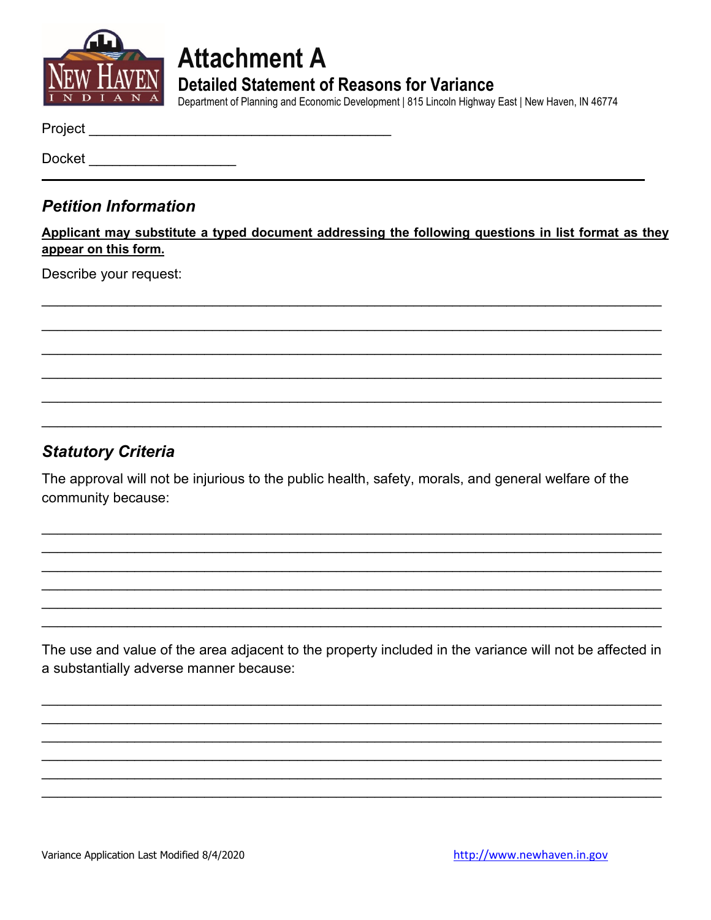# Attachment A

## Detailed Statement of Reasons for Variance

Department of Planning and Economic Development | 815 Lincoln Highway East | New Haven, IN 46774

Project ________________________________________

Docket ___________________

---

### *Petition Information*

**Applicant may substitute a typed document addressing the following questions in list format as they appear on this form.**

Describe your request:

______________________________________________________________________________

______________________________________________________________________________

______________________________________________________________________________

______________________________________________________________________________

______________________________________________________________________________

______________________________________________________________________________

### *Statutory Criteria*

The approval will not be injurious to the public health, safety, morals, and general welfare of the community because:

______________________________________________________________________________

______________________________________________________________________________

______________________________________________________________________________

______________________________________________________________________________

______________________________________________________________________________

______________________________________________________________________________

The use and value of the area adjacent to the property included in the variance will not be affected in a substantially adverse manner because:

______________________________________________________________________________

______________________________________________________________________________

______________________________________________________________________________

______________________________________________________________________________

______________________________________________________________________________

______________________________________________________________________________

Variance Application Last Modified 8/4/2020

http://www.newhaven.in.gov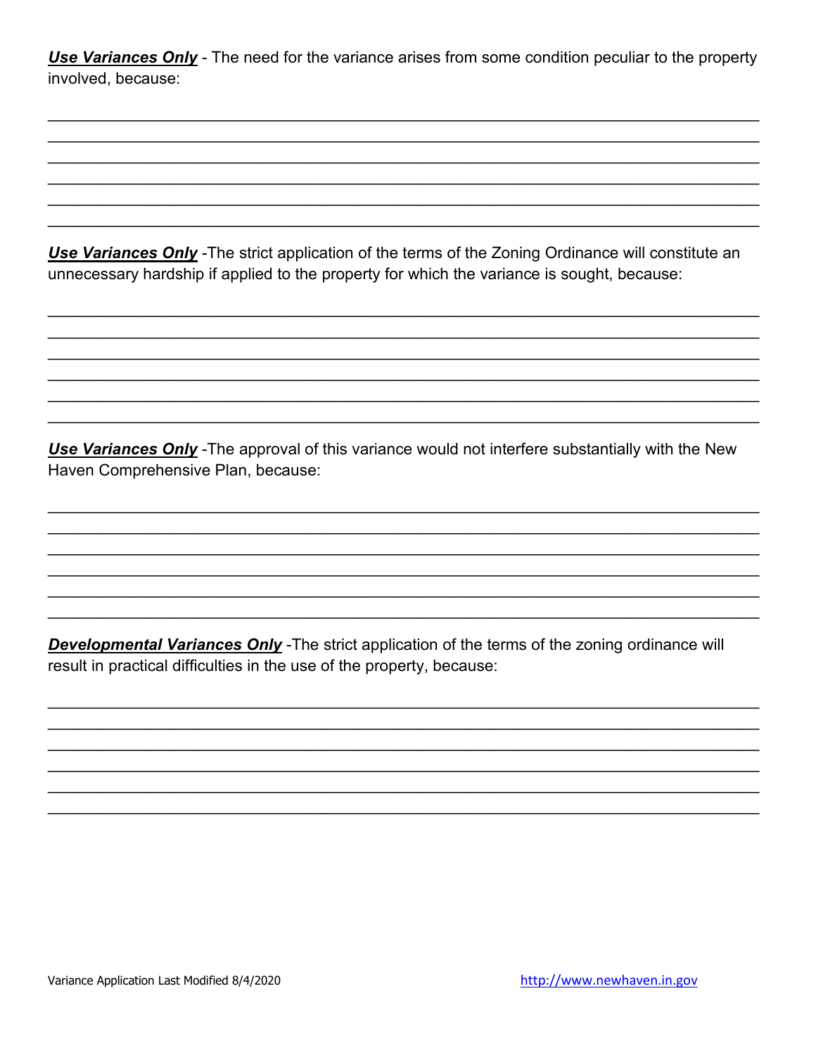***Use Variances Only*** - The need for the variance arises from some condition peculiar to the property involved, because:

______________________________________________________________________________
______________________________________________________________________________
______________________________________________________________________________
______________________________________________________________________________
______________________________________________________________________________
______________________________________________________________________________

***Use Variances Only*** -The strict application of the terms of the Zoning Ordinance will constitute an unnecessary hardship if applied to the property for which the variance is sought, because:

______________________________________________________________________________
______________________________________________________________________________
______________________________________________________________________________
______________________________________________________________________________
______________________________________________________________________________
______________________________________________________________________________

***Use Variances Only*** -The approval of this variance would not interfere substantially with the New Haven Comprehensive Plan, because:

______________________________________________________________________________
______________________________________________________________________________
______________________________________________________________________________
______________________________________________________________________________
______________________________________________________________________________
______________________________________________________________________________

***Developmental Variances Only*** -The strict application of the terms of the zoning ordinance will result in practical difficulties in the use of the property, because:

______________________________________________________________________________
______________________________________________________________________________
______________________________________________________________________________
______________________________________________________________________________
______________________________________________________________________________
______________________________________________________________________________

Variance Application Last Modified 8/4/2020 http://www.newhaven.in.gov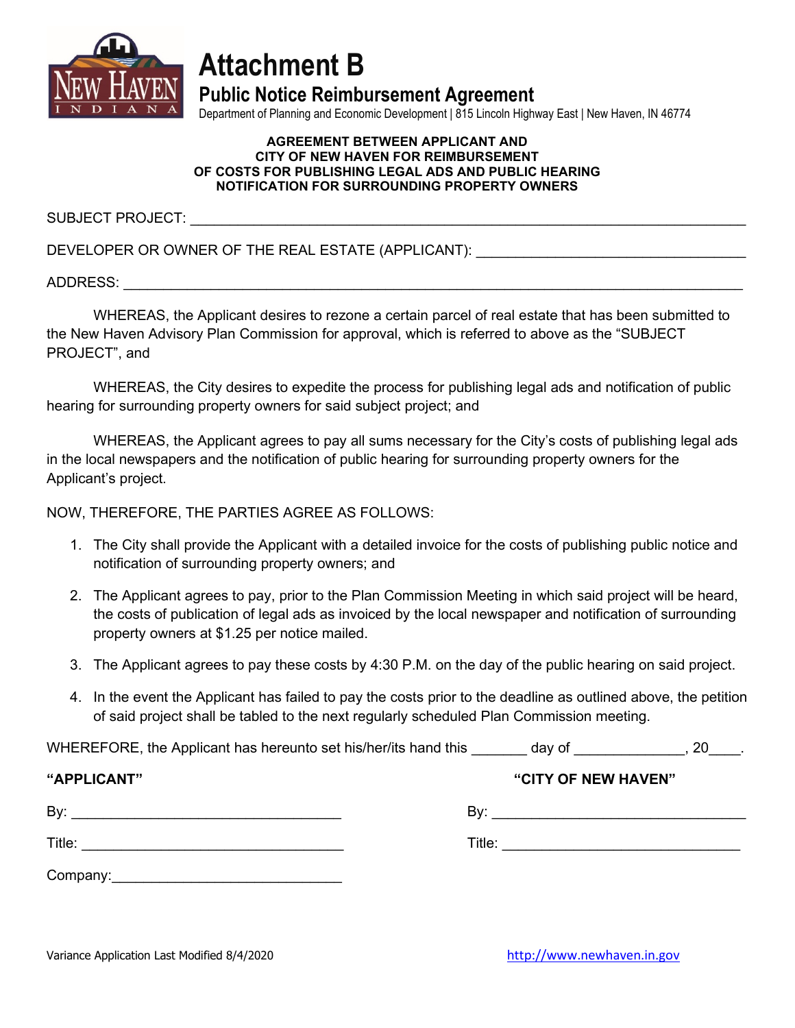# Attachment B

## Public Notice Reimbursement Agreement

Department of Planning and Economic Development | 815 Lincoln Highway East | New Haven, IN 46774

**AGREEMENT BETWEEN APPLICANT AND CITY OF NEW HAVEN FOR REIMBURSEMENT OF COSTS FOR PUBLISHING LEGAL ADS AND PUBLIC HEARING NOTIFICATION FOR SURROUNDING PROPERTY OWNERS**

SUBJECT PROJECT: ______________________________________________________________________

DEVELOPER OR OWNER OF THE REAL ESTATE (APPLICANT): ________________________________

ADDRESS: ____________________________________________________________________________

WHEREAS, the Applicant desires to rezone a certain parcel of real estate that has been submitted to the New Haven Advisory Plan Commission for approval, which is referred to above as the "SUBJECT PROJECT", and

WHEREAS, the City desires to expedite the process for publishing legal ads and notification of public hearing for surrounding property owners for said subject project; and

WHEREAS, the Applicant agrees to pay all sums necessary for the City's costs of publishing legal ads in the local newspapers and the notification of public hearing for surrounding property owners for the Applicant's project.

NOW, THEREFORE, THE PARTIES AGREE AS FOLLOWS:

1. The City shall provide the Applicant with a detailed invoice for the costs of publishing public notice and notification of surrounding property owners; and
2. The Applicant agrees to pay, prior to the Plan Commission Meeting in which said project will be heard, the costs of publication of legal ads as invoiced by the local newspaper and notification of surrounding property owners at $1.25 per notice mailed.
3. The Applicant agrees to pay these costs by 4:30 P.M. on the day of the public hearing on said project.
4. In the event the Applicant has failed to pay the costs prior to the deadline as outlined above, the petition of said project shall be tabled to the next regularly scheduled Plan Commission meeting.

WHEREFORE, the Applicant has hereunto set his/her/its hand this _______ day of ______________, 20____.

**"APPLICANT"**

By: __________________________________

Title: ________________________________

Company: _____________________________

**"CITY OF NEW HAVEN"**

By: __________________________________

Title: ________________________________

Variance Application Last Modified 8/4/2020

http://www.newhaven.in.gov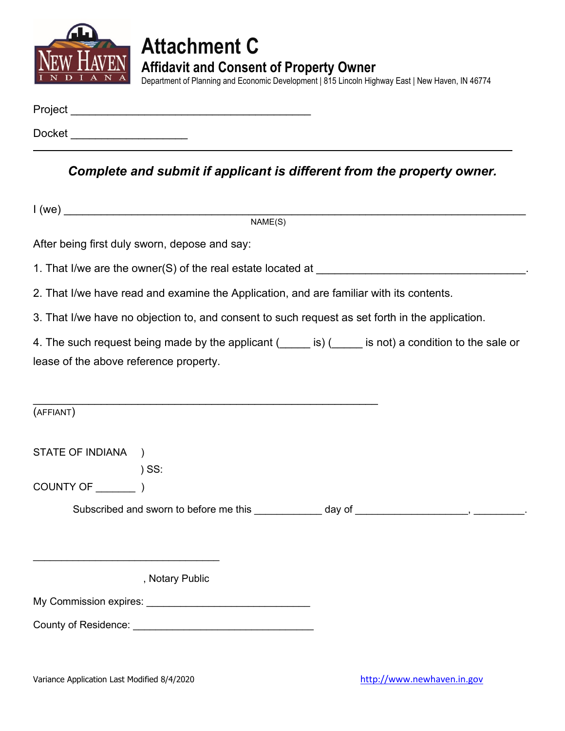# Attachment C

## Affidavit and Consent of Property Owner

Department of Planning and Economic Development | 815 Lincoln Highway East | New Haven, IN 46774

Project ________________________________________

Docket ___________________

---

***Complete and submit if applicant is different from the property owner.***

I (we) ____________________________________________________________________________
NAME(S)

After being first duly sworn, depose and say:

1. That I/we are the owner(S) of the real estate located at ___________________________________.

2. That I/we have read and examine the Application, and are familiar with its contents.

3. That I/we have no objection to, and consent to such request as set forth in the application.

4. The such request being made by the applicant (_____ is) (_____ is not) a condition to the sale or lease of the above reference property.

_________________________________________________________
(AFFIANT)

STATE OF INDIANA )
) SS:
COUNTY OF _______ )

Subscribed and sworn to before me this ___________ day of ___________________, _________.

_______________________________
, Notary Public

My Commission expires: ___________________________

County of Residence: ______________________________

Variance Application Last Modified 8/4/2020

http://www.newhaven.in.gov